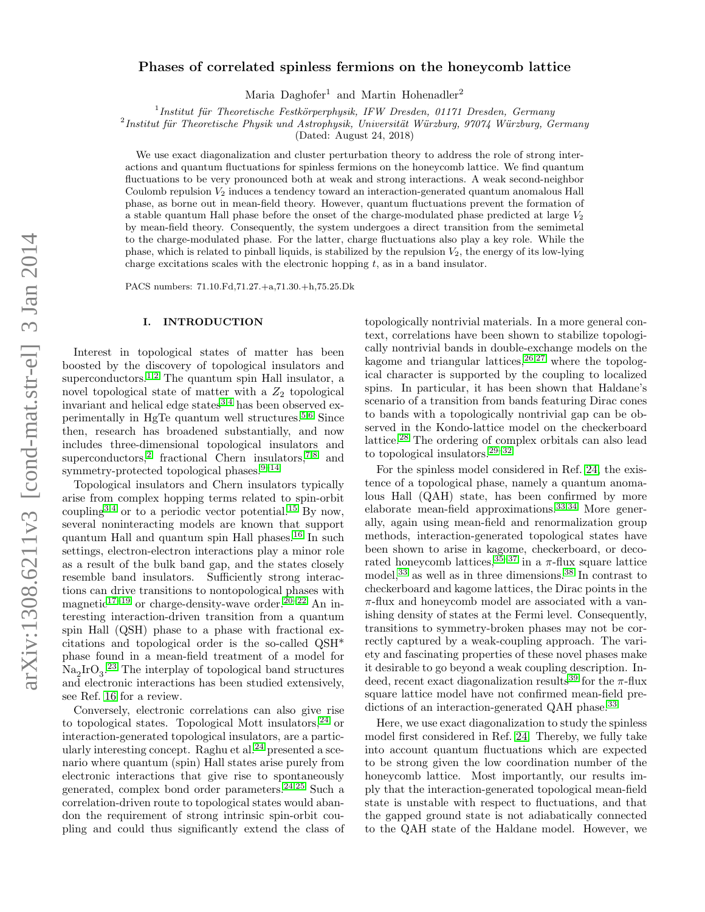# Phases of correlated spinless fermions on the honeycomb lattice

Maria Daghofer[1] and Martin Hohenadler[2]

[1] *Institut für Theoretische Festkörperphysik, IFW Dresden, 01171 Dresden, Germany*
[2] *Institut für Theoretische Physik und Astrophysik, Universität Würzburg, 97074 Würzburg, Germany*
(Dated: August 24, 2018)

We use exact diagonalization and cluster perturbation theory to address the role of strong interactions and quantum fluctuations for spinless fermions on the honeycomb lattice. We find quantum fluctuations to be very pronounced both at weak and strong interactions. A weak second-neighbor Coulomb repulsion $V_2$ induces a tendency toward an interaction-generated quantum anomalous Hall phase, as borne out in mean-field theory. However, quantum fluctuations prevent the formation of a stable quantum Hall phase before the onset of the charge-modulated phase predicted at large $V_2$ by mean-field theory. Consequently, the system undergoes a direct transition from the semimetal to the charge-modulated phase. For the latter, charge fluctuations also play a key role. While the phase, which is related to pinball liquids, is stabilized by the repulsion $V_2$, the energy of its low-lying charge excitations scales with the electronic hopping $t$, as in a band insulator.

PACS numbers: 71.10.Fd,71.27.+a,71.30.+h,75.25.Dk

## I. INTRODUCTION

Interest in topological states of matter has been boosted by the discovery of topological insulators and superconductors.[1,2] The quantum spin Hall insulator, a novel topological state of matter with a $Z_2$ topological invariant and helical edge states[3,4] has been observed experimentally in HgTe quantum well structures.[5,6] Since then, research has broadened substantially, and now includes three-dimensional topological insulators and superconductors,[2] fractional Chern insulators,[7,8] and symmetry-protected topological phases.[9–14]

Topological insulators and Chern insulators typically arise from complex hopping terms related to spin-orbit coupling[3,4] or to a periodic vector potential.[15] By now, several noninteracting models are known that support quantum Hall and quantum spin Hall phases.[16] In such settings, electron-electron interactions play a minor role as a result of the bulk band gap, and the states closely resemble band insulators. Sufficiently strong interactions can drive transitions to nontopological phases with magnetic[17–19] or charge-density-wave order.[20–22] An interesting interaction-driven transition from a quantum spin Hall (QSH) phase to a phase with fractional excitations and topological order is the so-called QSH* phase found in a mean-field treatment of a model for $Na_2IrO_3$.[23] The interplay of topological band structures and electronic interactions has been studied extensively, see Ref. 16 for a review.

Conversely, electronic correlations can also give rise to topological states. Topological Mott insulators,[24] or interaction-generated topological insulators, are a particularly interesting concept. Raghu et al.[24] presented a scenario where quantum (spin) Hall states arise purely from electronic interactions that give rise to spontaneously generated, complex bond order parameters.[24,25] Such a correlation-driven route to topological states would abandon the requirement of strong intrinsic spin-orbit coupling and could thus significantly extend the class of topologically nontrivial materials. In a more general context, correlations have been shown to stabilize topologically nontrivial bands in double-exchange models on the kagome and triangular lattices,[26,27] where the topological character is supported by the coupling to localized spins. In particular, it has been shown that Haldane's scenario of a transition from bands featuring Dirac cones to bands with a topologically nontrivial gap can be observed in the Kondo-lattice model on the checkerboard lattice.[28] The ordering of complex orbitals can also lead to topological insulators.[29–32]

For the spinless model considered in Ref. 24, the existence of a topological phase, namely a quantum anomalous Hall (QAH) state, has been confirmed by more elaborate mean-field approximations.[33,34] More generally, again using mean-field and renormalization group methods, interaction-generated topological states have been shown to arise in kagome, checkerboard, or decorated honeycomb lattices,[35–37] in a $\pi$-flux square lattice model,[33] as well as in three dimensions.[38] In contrast to checkerboard and kagome lattices, the Dirac points in the $\pi$-flux and honeycomb model are associated with a vanishing density of states at the Fermi level. Consequently, transitions to symmetry-broken phases may not be correctly captured by a weak-coupling approach. The variety and fascinating properties of these novel phases make it desirable to go beyond a weak coupling description. Indeed, recent exact diagonalization results[39] for the $\pi$-flux square lattice model have not confirmed mean-field predictions of an interaction-generated QAH phase.[33]

Here, we use exact diagonalization to study the spinless model first considered in Ref. 24. Thereby, we fully take into account quantum fluctuations which are expected to be strong given the low coordination number of the honeycomb lattice. Most importantly, our results imply that the interaction-generated topological mean-field state is unstable with respect to fluctuations, and that the gapped ground state is not adiabatically connected to the QAH state of the Haldane model. However, we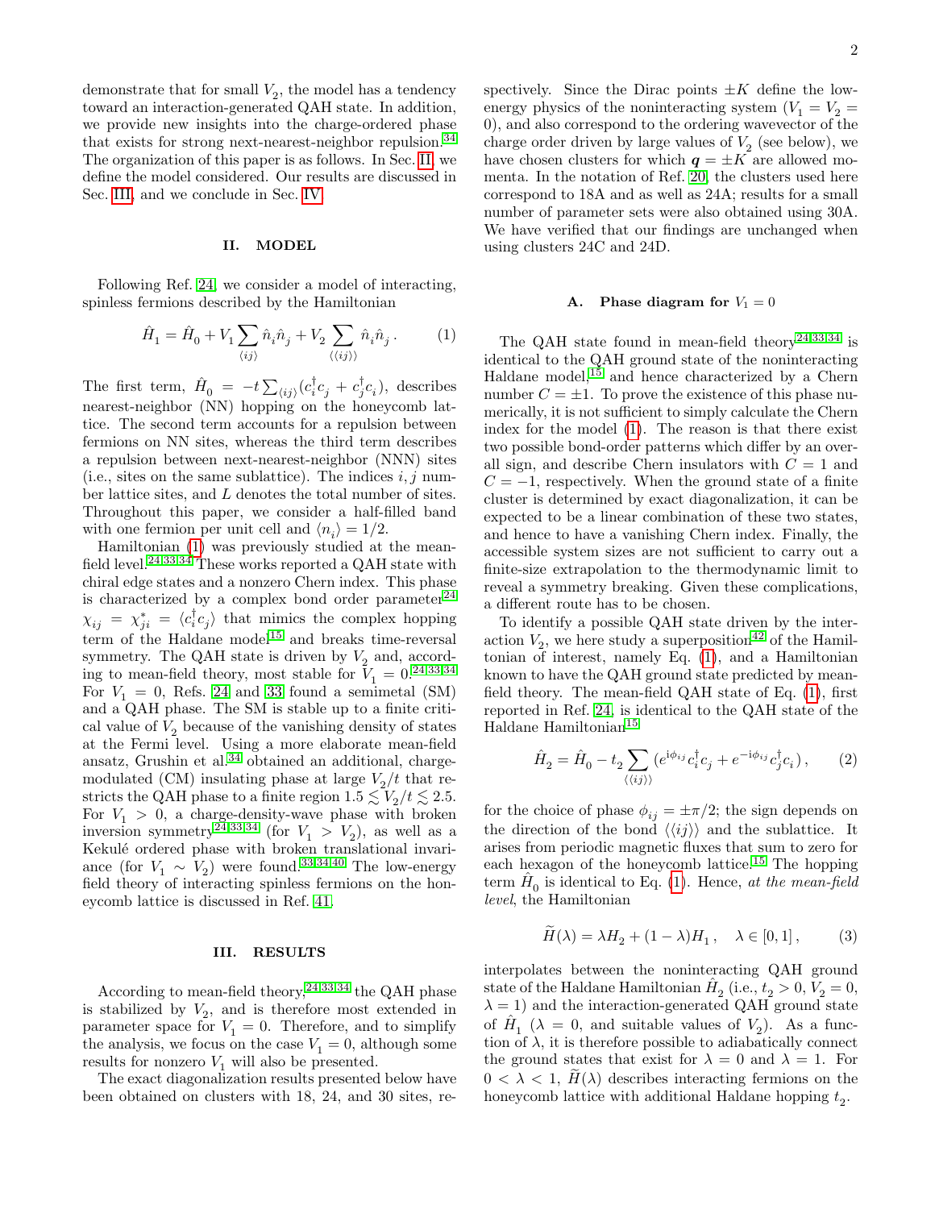demonstrate that for small $V_2$, the model has a tendency toward an interaction-generated QAH state. In addition, we provide new insights into the charge-ordered phase that exists for strong next-nearest-neighbor repulsion.[34] The organization of this paper is as follows. In Sec. II, we define the model considered. Our results are discussed in Sec. III, and we conclude in Sec. IV.

## II. MODEL

Following Ref. 24, we consider a model of interacting, spinless fermions described by the Hamiltonian

$$\hat{H}_1 = \hat{H}_0 + V_1 \sum_{\langle ij \rangle} \hat{n}_i \hat{n}_j + V_2 \sum_{\langle\langle ij \rangle\rangle} \hat{n}_i \hat{n}_j \,. \tag{1}$$

The first term, $\hat{H}_0 = -t \sum_{\langle ij \rangle} (c^\dagger_i c_j + c^\dagger_j c_i)$, describes nearest-neighbor (NN) hopping on the honeycomb lattice. The second term accounts for a repulsion between fermions on NN sites, whereas the third term describes a repulsion between next-nearest-neighbor (NNN) sites (i.e., sites on the same sublattice). The indices $i, j$ number lattice sites, and $L$ denotes the total number of sites. Throughout this paper, we consider a half-filled band with one fermion per unit cell and $\langle n_i \rangle = 1/2$.

Hamiltonian (1) was previously studied at the mean-field level.[24,33,34] These works reported a QAH state with chiral edge states and a nonzero Chern index. This phase is characterized by a complex bond order parameter[24] $\chi_{ij} = \chi^*_{ji} = \langle c^\dagger_i c_j \rangle$ that mimics the complex hopping term of the Haldane model[15] and breaks time-reversal symmetry. The QAH state is driven by $V_2$ and, according to mean-field theory, most stable for $V_1 = 0$.[24,33,34] For $V_1 = 0$, Refs. 24 and 33 found a semimetal (SM) and a QAH phase. The SM is stable up to a finite critical value of $V_2$ because of the vanishing density of states at the Fermi level. Using a more elaborate mean-field ansatz, Grushin et al.[34] obtained an additional, charge-modulated (CM) insulating phase at large $V_2/t$ that restricts the QAH phase to a finite region $1.5 \lesssim V_2/t \lesssim 2.5$. For $V_1 > 0$, a charge-density-wave phase with broken inversion symmetry[24,33,34] (for $V_1 > V_2$), as well as a Kekulé ordered phase with broken translational invariance (for $V_1 \sim V_2$) were found.[33,34,40] The low-energy field theory of interacting spinless fermions on the honeycomb lattice is discussed in Ref. 41.

## III. RESULTS

According to mean-field theory,[24,33,34] the QAH phase is stabilized by $V_2$, and is therefore most extended in parameter space for $V_1 = 0$. Therefore, and to simplify the analysis, we focus on the case $V_1 = 0$, although some results for nonzero $V_1$ will also be presented.

The exact diagonalization results presented below have been obtained on clusters with 18, 24, and 30 sites, respectively. Since the Dirac points $\pm K$ define the low-energy physics of the noninteracting system ($V_1 = V_2 = 0$), and also correspond to the ordering wavevector of the charge order driven by large values of $V_2$ (see below), we have chosen clusters for which $\boldsymbol{q} = \pm K$ are allowed momenta. In the notation of Ref. 20, the clusters used here correspond to 18A and as well as 24A; results for a small number of parameter sets were also obtained using 30A. We have verified that our findings are unchanged when using clusters 24C and 24D.

### A. Phase diagram for $V_1 = 0$

The QAH state found in mean-field theory[24,33,34] is identical to the QAH ground state of the noninteracting Haldane model,[15] and hence characterized by a Chern number $C = \pm 1$. To prove the existence of this phase numerically, it is not sufficient to simply calculate the Chern index for the model (1). The reason is that there exist two possible bond-order patterns which differ by an overall sign, and describe Chern insulators with $C = 1$ and $C = -1$, respectively. When the ground state of a finite cluster is determined by exact diagonalization, it can be expected to be a linear combination of these two states, and hence to have a vanishing Chern index. Finally, the accessible system sizes are not sufficient to carry out a finite-size extrapolation to the thermodynamic limit to reveal a symmetry breaking. Given these complications, a different route has to be chosen.

To identify a possible QAH state driven by the interaction $V_2$, we here study a superposition[42] of the Hamiltonian of interest, namely Eq. (1), and a Hamiltonian known to have the QAH ground state predicted by mean-field theory. The mean-field QAH state of Eq. (1), first reported in Ref. 24, is identical to the QAH state of the Haldane Hamiltonian[15]

$$\hat{H}_2 = \hat{H}_0 - t_2 \sum_{\langle\langle ij \rangle\rangle} (e^{\mathrm{i}\phi_{ij}} c^\dagger_i c_j + e^{-\mathrm{i}\phi_{ij}} c^\dagger_j c_i) \,, \tag{2}$$

for the choice of phase $\phi_{ij} = \pm\pi/2$; the sign depends on the direction of the bond $\langle\langle ij \rangle\rangle$ and the sublattice. It arises from periodic magnetic fluxes that sum to zero for each hexagon of the honeycomb lattice.[15] The hopping term $\hat{H}_0$ is identical to Eq. (1). Hence, *at the mean-field level*, the Hamiltonian

$$\widetilde{H}(\lambda) = \lambda H_2 + (1 - \lambda) H_1 \,, \quad \lambda \in [0, 1] \,, \tag{3}$$

interpolates between the noninteracting QAH ground state of the Haldane Hamiltonian $\hat{H}_2$ (i.e., $t_2 > 0$, $V_2 = 0$, $\lambda = 1$) and the interaction-generated QAH ground state of $\hat{H}_1$ ($\lambda = 0$, and suitable values of $V_2$). As a function of $\lambda$, it is therefore possible to adiabatically connect the ground states that exist for $\lambda = 0$ and $\lambda = 1$. For $0 < \lambda < 1$, $\widetilde{H}(\lambda)$ describes interacting fermions on the honeycomb lattice with additional Haldane hopping $t_2$.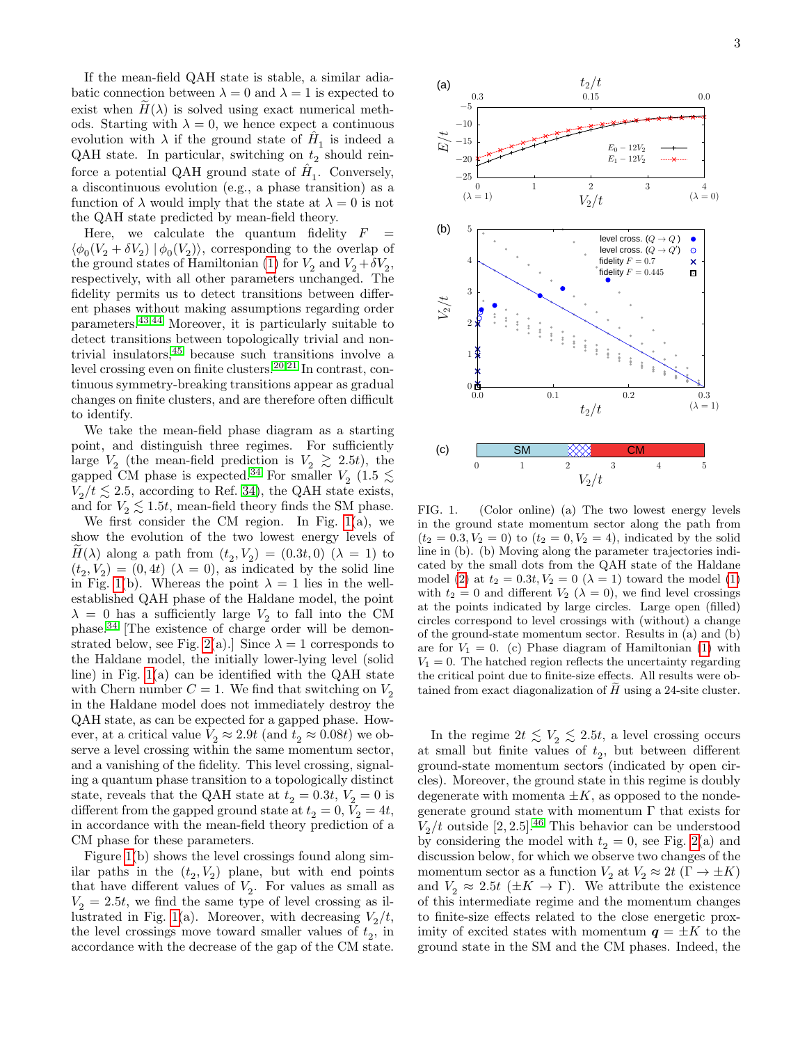If the mean-field QAH state is stable, a similar adiabatic connection between $\lambda = 0$ and $\lambda = 1$ is expected to exist when $\widetilde{H}(\lambda)$ is solved using exact numerical methods. Starting with $\lambda = 0$, we hence expect a continuous evolution with $\lambda$ if the ground state of $\hat{H}_1$ is indeed a QAH state. In particular, switching on $t_2$ should reinforce a potential QAH ground state of $\hat{H}_1$. Conversely, a discontinuous evolution (e.g., a phase transition) as a function of $\lambda$ would imply that the state at $\lambda = 0$ is not the QAH state predicted by mean-field theory.

Here, we calculate the quantum fidelity $F = \langle \phi_0(V_2 + \delta V_2) \,|\, \phi_0(V_2) \rangle$, corresponding to the overlap of the ground states of Hamiltonian (1) for $V_2$ and $V_2 + \delta V_2$, respectively, with all other parameters unchanged. The fidelity permits us to detect transitions between different phases without making assumptions regarding order parameters.[43,44] Moreover, it is particularly suitable to detect transitions between topologically trivial and nontrivial insulators,[45] because such transitions involve a level crossing even on finite clusters.[20,21] In contrast, continuous symmetry-breaking transitions appear as gradual changes on finite clusters, and are therefore often difficult to identify.

We take the mean-field phase diagram as a starting point, and distinguish three regimes. For sufficiently large $V_2$ (the mean-field prediction is $V_2 \gtrsim 2.5t$), the gapped CM phase is expected.[34] For smaller $V_2$ ($1.5 \lesssim V_2/t \lesssim 2.5$, according to Ref. 34), the QAH state exists, and for $V_2 \lesssim 1.5t$, mean-field theory finds the SM phase.

We first consider the CM region. In Fig. 1(a), we show the evolution of the two lowest energy levels of $\widetilde{H}(\lambda)$ along a path from $(t_2, V_2) = (0.3t, 0)$ ($\lambda = 1$) to $(t_2, V_2) = (0, 4t)$ ($\lambda = 0$), as indicated by the solid line in Fig. 1(b). Whereas the point $\lambda = 1$ lies in the well-established QAH phase of the Haldane model, the point $\lambda = 0$ has a sufficiently large $V_2$ to fall into the CM phase.[34] [The existence of charge order will be demonstrated below, see Fig. 2(a).] Since $\lambda = 1$ corresponds to the Haldane model, the initially lower-lying level (solid line) in Fig. 1(a) can be identified with the QAH state with Chern number $C = 1$. We find that switching on $V_2$ in the Haldane model does not immediately destroy the QAH state, as can be expected for a gapped phase. However, at a critical value $V_2 \approx 2.9t$ (and $t_2 \approx 0.08t$) we observe a level crossing within the same momentum sector, and a vanishing of the fidelity. This level crossing, signaling a quantum phase transition to a topologically distinct state, reveals that the QAH state at $t_2 = 0.3t$, $V_2 = 0$ is different from the gapped ground state at $t_2 = 0$, $V_2 = 4t$, in accordance with the mean-field theory prediction of a CM phase for these parameters.

Figure 1(b) shows the level crossings found along similar paths in the $(t_2, V_2)$ plane, but with end points that have different values of $V_2$. For values as small as $V_2 = 2.5t$, we find the same type of level crossing as illustrated in Fig. 1(a). Moreover, with decreasing $V_2/t$, the level crossings move toward smaller values of $t_2$, in accordance with the decrease of the gap of the CM state.

FIG. 1. (Color online) (a) The two lowest energy levels in the ground state momentum sector along the path from ($t_2 = 0.3, V_2 = 0$) to ($t_2 = 0, V_2 = 4$), indicated by the solid line in (b). (b) Moving along the parameter trajectories indicated by the small dots from the QAH state of the Haldane model (2) at $t_2 = 0.3t, V_2 = 0$ ($\lambda = 1$) toward the model (1) with $t_2 = 0$ and different $V_2$ ($\lambda = 0$), we find level crossings at the points indicated by large circles. Large open (filled) circles correspond to level crossings with (without) a change of the ground-state momentum sector. Results in (a) and (b) are for $V_1 = 0$. (c) Phase diagram of Hamiltonian (1) with $V_1 = 0$. The hatched region reflects the uncertainty regarding the critical point due to finite-size effects. All results were obtained from exact diagonalization of $\widetilde{H}$ using a 24-site cluster.

In the regime $2t \lesssim V_2 \lesssim 2.5t$, a level crossing occurs at small but finite values of $t_2$, but between different ground-state momentum sectors (indicated by open circles). Moreover, the ground state in this regime is doubly degenerate with momenta $\pm K$, as opposed to the nondegenerate ground state with momentum $\Gamma$ that exists for $V_2/t$ outside $[2, 2.5]$.[46] This behavior can be understood by considering the model with $t_2 = 0$, see Fig. 2(a) and discussion below, for which we observe two changes of the momentum sector as a function $V_2$ at $V_2 \approx 2t$ ($\Gamma \to \pm K$) and $V_2 \approx 2.5t$ ($\pm K \to \Gamma$). We attribute the existence of this intermediate regime and the momentum changes to finite-size effects related to the close energetic proximity of excited states with momentum $\boldsymbol{q} = \pm K$ to the ground state in the SM and the CM phases. Indeed, the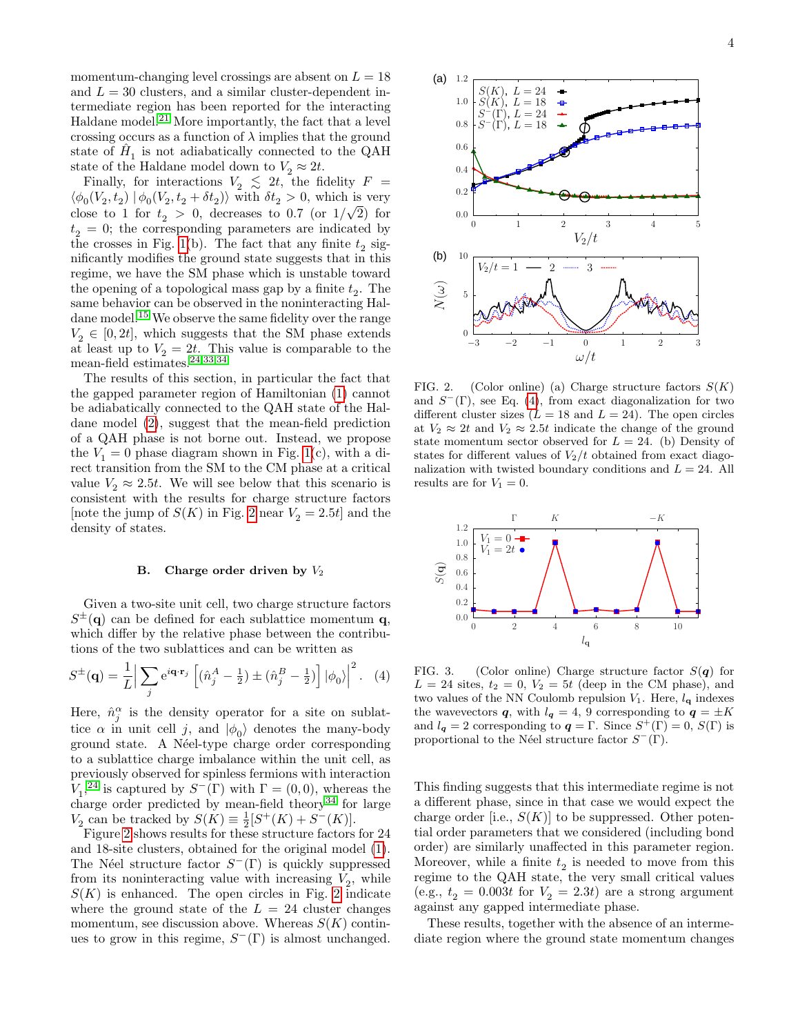momentum-changing level crossings are absent on $L=18$ and $L=30$ clusters, and a similar cluster-dependent intermediate region has been reported for the interacting Haldane model.[21] More importantly, the fact that a level crossing occurs as a function of $\lambda$ implies that the ground state of $\hat{H}_1$ is not adiabatically connected to the QAH state of the Haldane model down to $V_2 \approx 2t$.

Finally, for interactions $V_2 \lesssim 2t$, the fidelity $F = \langle \phi_0(V_2, t_2) \,|\, \phi_0(V_2, t_2 + \delta t_2)\rangle$ with $\delta t_2 > 0$, which is very close to 1 for $t_2 > 0$, decreases to 0.7 (or $1/\sqrt{2}$) for $t_2 = 0$; the corresponding parameters are indicated by the crosses in Fig. 1(b). The fact that any finite $t_2$ significantly modifies the ground state suggests that in this regime, we have the SM phase which is unstable toward the opening of a topological mass gap by a finite $t_2$. The same behavior can be observed in the noninteracting Haldane model.[15] We observe the same fidelity over the range $V_2 \in [0, 2t]$, which suggests that the SM phase extends at least up to $V_2 = 2t$. This value is comparable to the mean-field estimates.[24,33,34]

The results of this section, in particular the fact that the gapped parameter region of Hamiltonian (1) cannot be adiabatically connected to the QAH state of the Haldane model (2), suggest that the mean-field prediction of a QAH phase is not borne out. Instead, we propose the $V_1 = 0$ phase diagram shown in Fig. 1(c), with a direct transition from the SM to the CM phase at a critical value $V_2 \approx 2.5t$. We will see below that this scenario is consistent with the results for charge structure factors [note the jump of $S(K)$ in Fig. 2 near $V_2 = 2.5t$] and the density of states.

### B. Charge order driven by $V_2$

Given a two-site unit cell, two charge structure factors $S^{\pm}(\mathbf{q})$ can be defined for each sublattice momentum $\mathbf{q}$, which differ by the relative phase between the contributions of the two sublattices and can be written as

$$S^{\pm}(\mathbf{q}) = \frac{1}{L}\Big|\sum_j \mathrm{e}^{i\mathbf{q}\cdot\mathbf{r}_j}\left[(\hat{n}^A_j - \tfrac{1}{2}) \pm (\hat{n}^B_j - \tfrac{1}{2})\right]|\phi_0\rangle\Big|^2. \quad (4)$$

Here, $\hat{n}^\alpha_j$ is the density operator for a site on sublattice $\alpha$ in unit cell $j$, and $|\phi_0\rangle$ denotes the many-body ground state. A Néel-type charge order corresponding to a sublattice charge imbalance within the unit cell, as previously observed for spinless fermions with interaction $V_1$,[24] is captured by $S^-(\Gamma)$ with $\Gamma = (0, 0)$, whereas the charge order predicted by mean-field theory[34] for large $V_2$ can be tracked by $S(K) \equiv \frac{1}{2}[S^+(K) + S^-(K)]$.

Figure 2 shows results for these structure factors for 24 and 18-site clusters, obtained for the original model (1). The Néel structure factor $S^-(\Gamma)$ is quickly suppressed from its noninteracting value with increasing $V_2$, while $S(K)$ is enhanced. The open circles in Fig. 2 indicate where the ground state of the $L = 24$ cluster changes momentum, see discussion above. Whereas $S(K)$ continues to grow in this regime, $S^-(\Gamma)$ is almost unchanged.

FIG. 2. (Color online) (a) Charge structure factors $S(K)$ and $S^-(\Gamma)$, see Eq. (4), from exact diagonalization for two different cluster sizes ($L = 18$ and $L = 24$). The open circles at $V_2 \approx 2t$ and $V_2 \approx 2.5t$ indicate the change of the ground state momentum sector observed for $L = 24$. (b) Density of states for different values of $V_2/t$ obtained from exact diagonalization with twisted boundary conditions and $L = 24$. All results are for $V_1 = 0$.

FIG. 3. (Color online) Charge structure factor $S(\boldsymbol{q})$ for $L = 24$ sites, $t_2 = 0$, $V_2 = 5t$ (deep in the CM phase), and two values of the NN Coulomb repulsion $V_1$. Here, $l_{\mathbf{q}}$ indexes the wavevectors $\boldsymbol{q}$, with $l_{\boldsymbol{q}} = 4, 9$ corresponding to $\boldsymbol{q} = \pm K$ and $l_{\boldsymbol{q}} = 2$ corresponding to $\boldsymbol{q} = \Gamma$. Since $S^+(\Gamma) = 0$, $S(\Gamma)$ is proportional to the Néel structure factor $S^-(\Gamma)$.

This finding suggests that this intermediate regime is not a different phase, since in that case we would expect the charge order [i.e., $S(K)$] to be suppressed. Other potential order parameters that we considered (including bond order) are similarly unaffected in this parameter region. Moreover, while a finite $t_2$ is needed to move from this regime to the QAH state, the very small critical values (e.g., $t_2 = 0.003t$ for $V_2 = 2.3t$) are a strong argument against any gapped intermediate phase.

These results, together with the absence of an intermediate region where the ground state momentum changes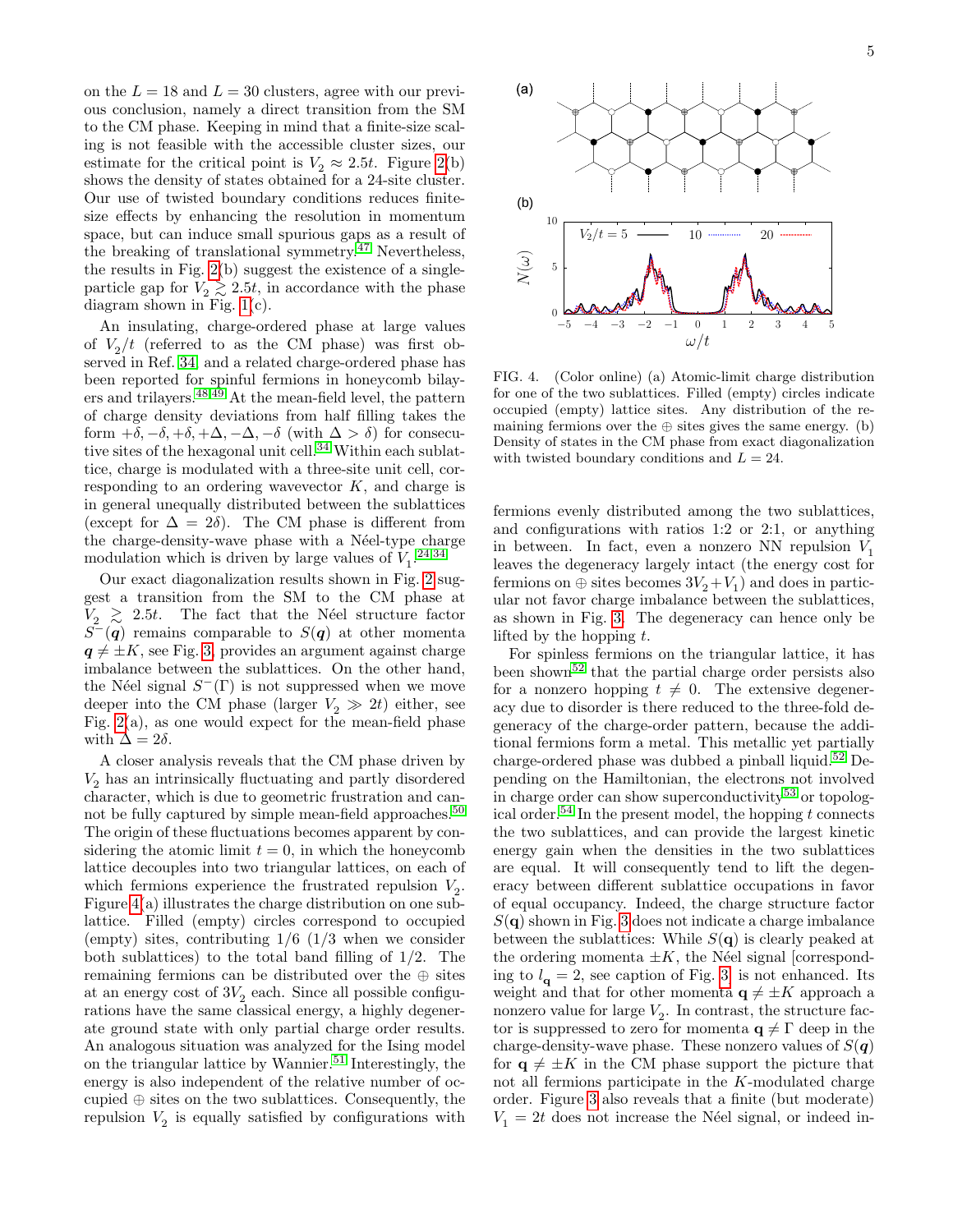on the $L = 18$ and $L = 30$ clusters, agree with our previous conclusion, namely a direct transition from the SM to the CM phase. Keeping in mind that a finite-size scaling is not feasible with the accessible cluster sizes, our estimate for the critical point is $V_2 \approx 2.5t$. Figure 2(b) shows the density of states obtained for a 24-site cluster. Our use of twisted boundary conditions reduces finite-size effects by enhancing the resolution in momentum space, but can induce small spurious gaps as a result of the breaking of translational symmetry.[47] Nevertheless, the results in Fig. 2(b) suggest the existence of a single-particle gap for $V_2 \gtrsim 2.5t$, in accordance with the phase diagram shown in Fig. 1(c).

An insulating, charge-ordered phase at large values of $V_2/t$ (referred to as the CM phase) was first observed in Ref. 34, and a related charge-ordered phase has been reported for spinful fermions in honeycomb bilayers and trilayers.[48,49] At the mean-field level, the pattern of charge density deviations from half filling takes the form $+\delta, -\delta, +\delta, +\Delta, -\Delta, -\delta$ (with $\Delta > \delta$) for consecutive sites of the hexagonal unit cell.[34] Within each sublattice, charge is modulated with a three-site unit cell, corresponding to an ordering wavevector $K$, and charge is in general unequally distributed between the sublattices (except for $\Delta = 2\delta$). The CM phase is different from the charge-density-wave phase with a Néel-type charge modulation which is driven by large values of $V_1$.[24,34]

Our exact diagonalization results shown in Fig. 2 suggest a transition from the SM to the CM phase at $V_2 \gtrsim 2.5t$. The fact that the Néel structure factor $S^-(\boldsymbol{q})$ remains comparable to $S(\boldsymbol{q})$ at other momenta $\boldsymbol{q} \neq \pm K$, see Fig. 3, provides an argument against charge imbalance between the sublattices. On the other hand, the Néel signal $S^-(\Gamma)$ is not suppressed when we move deeper into the CM phase (larger $V_2 \gg 2t$) either, see Fig. 2(a), as one would expect for the mean-field phase with $\Delta = 2\delta$.

A closer analysis reveals that the CM phase driven by $V_2$ has an intrinsically fluctuating and partly disordered character, which is due to geometric frustration and cannot be fully captured by simple mean-field approaches.[50] The origin of these fluctuations becomes apparent by considering the atomic limit $t = 0$, in which the honeycomb lattice decouples into two triangular lattices, on each of which fermions experience the frustrated repulsion $V_2$. Figure 4(a) illustrates the charge distribution on one sublattice. Filled (empty) circles correspond to occupied (empty) sites, contributing 1/6 (1/3 when we consider both sublattices) to the total band filling of 1/2. The remaining fermions can be distributed over the $\oplus$ sites at an energy cost of $3V_2$ each. Since all possible configurations have the same classical energy, a highly degenerate ground state with only partial charge order results. An analogous situation was analyzed for the Ising model on the triangular lattice by Wannier.[51] Interestingly, the energy is also independent of the relative number of occupied $\oplus$ sites on the two sublattices. Consequently, the repulsion $V_2$ is equally satisfied by configurations with fermions evenly distributed among the two sublattices, and configurations with ratios 1:2 or 2:1, or anything in between. In fact, even a nonzero NN repulsion $V_1$ leaves the degeneracy largely intact (the energy cost for fermions on $\oplus$ sites becomes $3V_2 + V_1$) and does in particular not favor charge imbalance between the sublattices, as shown in Fig. 3. The degeneracy can hence only be lifted by the hopping $t$.

FIG. 4. (Color online) (a) Atomic-limit charge distribution for one of the two sublattices. Filled (empty) circles indicate occupied (empty) lattice sites. Any distribution of the remaining fermions over the $\oplus$ sites gives the same energy. (b) Density of states in the CM phase from exact diagonalization with twisted boundary conditions and $L = 24$.

For spinless fermions on the triangular lattice, it has been shown[52] that the partial charge order persists also for a nonzero hopping $t \neq 0$. The extensive degeneracy due to disorder is there reduced to the three-fold degeneracy of the charge-order pattern, because the additional fermions form a metal. This metallic yet partially charge-ordered phase was dubbed a pinball liquid.[52] Depending on the Hamiltonian, the electrons not involved in charge order can show superconductivity[53] or topological order.[54] In the present model, the hopping $t$ connects the two sublattices, and can provide the largest kinetic energy gain when the densities in the two sublattices are equal. It will consequently tend to lift the degeneracy between different sublattice occupations in favor of equal occupancy. Indeed, the charge structure factor $S(\mathbf{q})$ shown in Fig. 3 does not indicate a charge imbalance between the sublattices: While $S(\mathbf{q})$ is clearly peaked at the ordering momenta $\pm K$, the Néel signal [corresponding to $l_{\mathbf{q}} = 2$, see caption of Fig. 3] is not enhanced. Its weight and that for other momenta $\mathbf{q} \neq \pm K$ approach a nonzero value for large $V_2$. In contrast, the structure factor is suppressed to zero for momenta $\mathbf{q} \neq \Gamma$ deep in the charge-density-wave phase. These nonzero values of $S(\boldsymbol{q})$ for $\mathbf{q} \neq \pm K$ in the CM phase support the picture that not all fermions participate in the $K$-modulated charge order. Figure 3 also reveals that a finite (but moderate) $V_1 = 2t$ does not increase the Néel signal, or indeed in-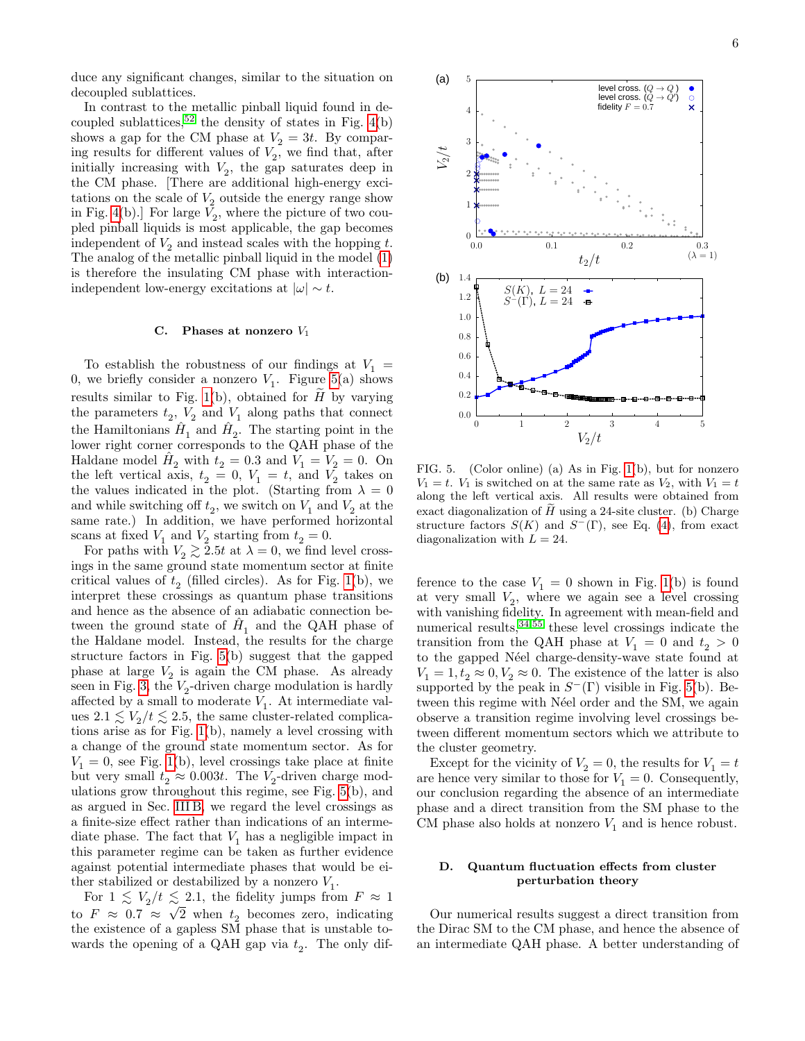duce any significant changes, similar to the situation on decoupled sublattices.

In contrast to the metallic pinball liquid found in decoupled sublattices,[52] the density of states in Fig. 4(b) shows a gap for the CM phase at $V_2 = 3t$. By comparing results for different values of $V_2$, we find that, after initially increasing with $V_2$, the gap saturates deep in the CM phase. [There are additional high-energy excitations on the scale of $V_2$ outside the energy range show in Fig. 4(b).] For large $V_2$, where the picture of two coupled pinball liquids is most applicable, the gap becomes independent of $V_2$ and instead scales with the hopping $t$. The analog of the metallic pinball liquid in the model (1) is therefore the insulating CM phase with interaction-independent low-energy excitations at $|\omega| \sim t$.

### C. Phases at nonzero $V_1$

To establish the robustness of our findings at $V_1 = 0$, we briefly consider a nonzero $V_1$. Figure 5(a) shows results similar to Fig. 1(b), obtained for $\widetilde{H}$ by varying the parameters $t_2$, $V_2$ and $V_1$ along paths that connect the Hamiltonians $\hat{H}_1$ and $\hat{H}_2$. The starting point in the lower right corner corresponds to the QAH phase of the Haldane model $\hat{H}_2$ with $t_2 = 0.3$ and $V_1 = V_2 = 0$. On the left vertical axis, $t_2 = 0$, $V_1 = t$, and $V_2$ takes on the values indicated in the plot. (Starting from $\lambda = 0$ and while switching off $t_2$, we switch on $V_1$ and $V_2$ at the same rate.) In addition, we have performed horizontal scans at fixed $V_1$ and $V_2$ starting from $t_2 = 0$.

For paths with $V_2 \gtrsim 2.5t$ at $\lambda = 0$, we find level crossings in the same ground state momentum sector at finite critical values of $t_2$ (filled circles). As for Fig. 1(b), we interpret these crossings as quantum phase transitions and hence as the absence of an adiabatic connection between the ground state of $\hat{H}_1$ and the QAH phase of the Haldane model. Instead, the results for the charge structure factors in Fig. 5(b) suggest that the gapped phase at large $V_2$ is again the CM phase. As already seen in Fig. 3, the $V_2$-driven charge modulation is hardly affected by a small to moderate $V_1$. At intermediate values $2.1 \lesssim V_2/t \lesssim 2.5$, the same cluster-related complications arise as for Fig. 1(b), namely a level crossing with a change of the ground state momentum sector. As for $V_1 = 0$, see Fig. 1(b), level crossings take place at finite but very small $t_2 \approx 0.003t$. The $V_2$-driven charge modulations grow throughout this regime, see Fig. 5(b), and as argued in Sec. III B, we regard the level crossings as a finite-size effect rather than indications of an intermediate phase. The fact that $V_1$ has a negligible impact in this parameter regime can be taken as further evidence against potential intermediate phases that would be either stabilized or destabilized by a nonzero $V_1$.

For $1 \lesssim V_2/t \lesssim 2.1$, the fidelity jumps from $F \approx 1$ to $F \approx 0.7 \approx \sqrt{2}$ when $t_2$ becomes zero, indicating the existence of a gapless SM phase that is unstable towards the opening of a QAH gap via $t_2$. The only difference to the case $V_1 = 0$ shown in Fig. 1(b) is found at very small $V_2$, where we again see a level crossing with vanishing fidelity. In agreement with mean-field and numerical results,[34,55] these level crossings indicate the transition from the QAH phase at $V_1 = 0$ and $t_2 > 0$ to the gapped Néel charge-density-wave state found at $V_1 = 1, t_2 \approx 0, V_2 \approx 0$. The existence of the latter is also supported by the peak in $S^-(\Gamma)$ visible in Fig. 5(b). Between this regime with Néel order and the SM, we again observe a transition regime involving level crossings between different momentum sectors which we attribute to the cluster geometry.

Except for the vicinity of $V_2 = 0$, the results for $V_1 = t$ are hence very similar to those for $V_1 = 0$. Consequently, our conclusion regarding the absence of an intermediate phase and a direct transition from the SM phase to the CM phase also holds at nonzero $V_1$ and is hence robust.

FIG. 5. (Color online) (a) As in Fig. 1(b), but for nonzero $V_1 = t$. $V_1$ is switched on at the same rate as $V_2$, with $V_1 = t$ along the left vertical axis. All results were obtained from exact diagonalization of $\widetilde{H}$ using a 24-site cluster. (b) Charge structure factors $S(K)$ and $S^-(\Gamma)$, see Eq. (4), from exact diagonalization with $L = 24$.

### D. Quantum fluctuation effects from cluster perturbation theory

Our numerical results suggest a direct transition from the Dirac SM to the CM phase, and hence the absence of an intermediate QAH phase. A better understanding of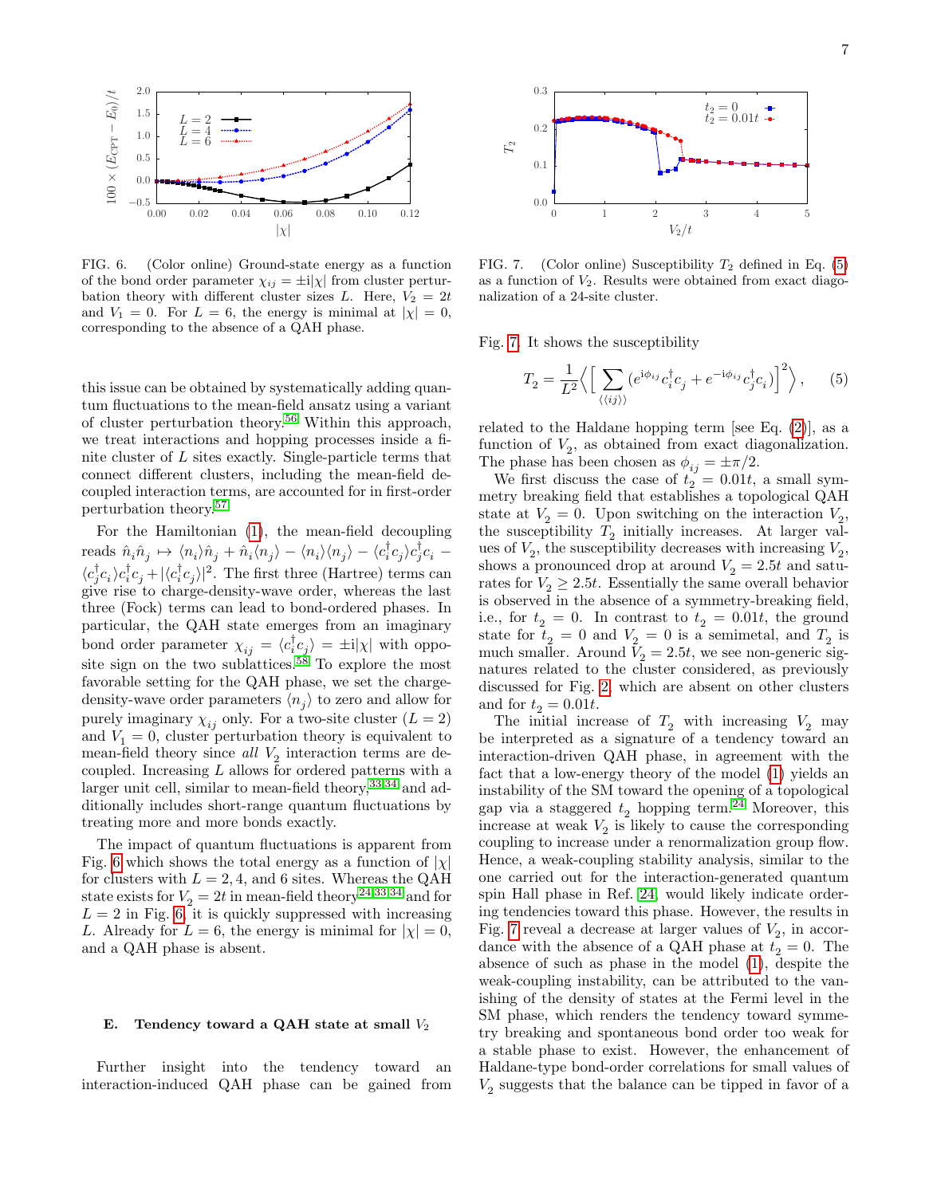FIG. 6. (Color online) Ground-state energy as a function of the bond order parameter $\chi_{ij} = \pm\mathrm{i}|\chi|$ from cluster perturbation theory with different cluster sizes $L$. Here, $V_2 = 2t$ and $V_1 = 0$. For $L = 6$, the energy is minimal at $|\chi| = 0$, corresponding to the absence of a QAH phase.

this issue can be obtained by systematically adding quantum fluctuations to the mean-field ansatz using a variant of cluster perturbation theory.[56] Within this approach, we treat interactions and hopping processes inside a finite cluster of $L$ sites exactly. Single-particle terms that connect different clusters, including the mean-field decoupled interaction terms, are accounted for in first-order perturbation theory.[57]

For the Hamiltonian (1), the mean-field decoupling reads $\hat{n}_i\hat{n}_j \mapsto \langle n_i\rangle\hat{n}_j + \hat{n}_i\langle n_j\rangle - \langle n_i\rangle\langle n_j\rangle - \langle c^\dagger_i c_j\rangle c^\dagger_j c_i - \langle c^\dagger_j c_i\rangle c^\dagger_i c_j + |\langle c^\dagger_i c_j\rangle|^2$. The first three (Hartree) terms can give rise to charge-density-wave order, whereas the last three (Fock) terms can lead to bond-ordered phases. In particular, the QAH state emerges from an imaginary bond order parameter $\chi_{ij} = \langle c^\dagger_i c_j\rangle = \pm\mathrm{i}|\chi|$ with opposite sign on the two sublattices.[58] To explore the most favorable setting for the QAH phase, we set the charge-density-wave order parameters $\langle n_j\rangle$ to zero and allow for purely imaginary $\chi_{ij}$ only. For a two-site cluster ($L = 2$) and $V_1 = 0$, cluster perturbation theory is equivalent to mean-field theory since *all* $V_2$ interaction terms are decoupled. Increasing $L$ allows for ordered patterns with a larger unit cell, similar to mean-field theory,[33,34] and additionally includes short-range quantum fluctuations by treating more and more bonds exactly.

The impact of quantum fluctuations is apparent from Fig. 6 which shows the total energy as a function of $|\chi|$ for clusters with $L = 2, 4$, and 6 sites. Whereas the QAH state exists for $V_2 = 2t$ in mean-field theory[24,33,34] and for $L = 2$ in Fig. 6, it is quickly suppressed with increasing $L$. Already for $L = 6$, the energy is minimal for $|\chi| = 0$, and a QAH phase is absent.

### E. Tendency toward a QAH state at small $V_2$

Further insight into the tendency toward an interaction-induced QAH phase can be gained from

FIG. 7. (Color online) Susceptibility $T_2$ defined in Eq. (5) as a function of $V_2$. Results were obtained from exact diagonalization of a 24-site cluster.

Fig. 7. It shows the susceptibility

$$T_2 = \frac{1}{L^2}\Big\langle\Big[\sum_{\langle\langle ij\rangle\rangle}(e^{\mathrm{i}\phi_{ij}}c^\dagger_i c_j + e^{-\mathrm{i}\phi_{ij}}c^\dagger_j c_i)\Big]^2\Big\rangle\,, \qquad (5)$$

related to the Haldane hopping term [see Eq. (2)], as a function of $V_2$, as obtained from exact diagonalization. The phase has been chosen as $\phi_{ij} = \pm\pi/2$.

We first discuss the case of $t_2 = 0.01t$, a small symmetry breaking field that establishes a topological QAH state at $V_2 = 0$. Upon switching on the interaction $V_2$, the susceptibility $T_2$ initially increases. At larger values of $V_2$, the susceptibility decreases with increasing $V_2$, shows a pronounced drop at around $V_2 = 2.5t$ and saturates for $V_2 \geq 2.5t$. Essentially the same overall behavior is observed in the absence of a symmetry-breaking field, i.e., for $t_2 = 0$. In contrast to $t_2 = 0.01t$, the ground state for $t_2 = 0$ and $V_2 = 0$ is a semimetal, and $T_2$ is much smaller. Around $V_2 = 2.5t$, we see non-generic signatures related to the cluster considered, as previously discussed for Fig. 2, which are absent on other clusters and for $t_2 = 0.01t$.

The initial increase of $T_2$ with increasing $V_2$ may be interpreted as a signature of a tendency toward an interaction-driven QAH phase, in agreement with the fact that a low-energy theory of the model (1) yields an instability of the SM toward the opening of a topological gap via a staggered $t_2$ hopping term.[24] Moreover, this increase at weak $V_2$ is likely to cause the corresponding coupling to increase under a renormalization group flow. Hence, a weak-coupling stability analysis, similar to the one carried out for the interaction-generated quantum spin Hall phase in Ref. 24, would likely indicate ordering tendencies toward this phase. However, the results in Fig. 7 reveal a decrease at larger values of $V_2$, in accordance with the absence of a QAH phase at $t_2 = 0$. The absence of such as phase in the model (1), despite the weak-coupling instability, can be attributed to the vanishing of the density of states at the Fermi level in the SM phase, which renders the tendency toward symmetry breaking and spontaneous bond order too weak for a stable phase to exist. However, the enhancement of Haldane-type bond-order correlations for small values of $V_2$ suggests that the balance can be tipped in favor of a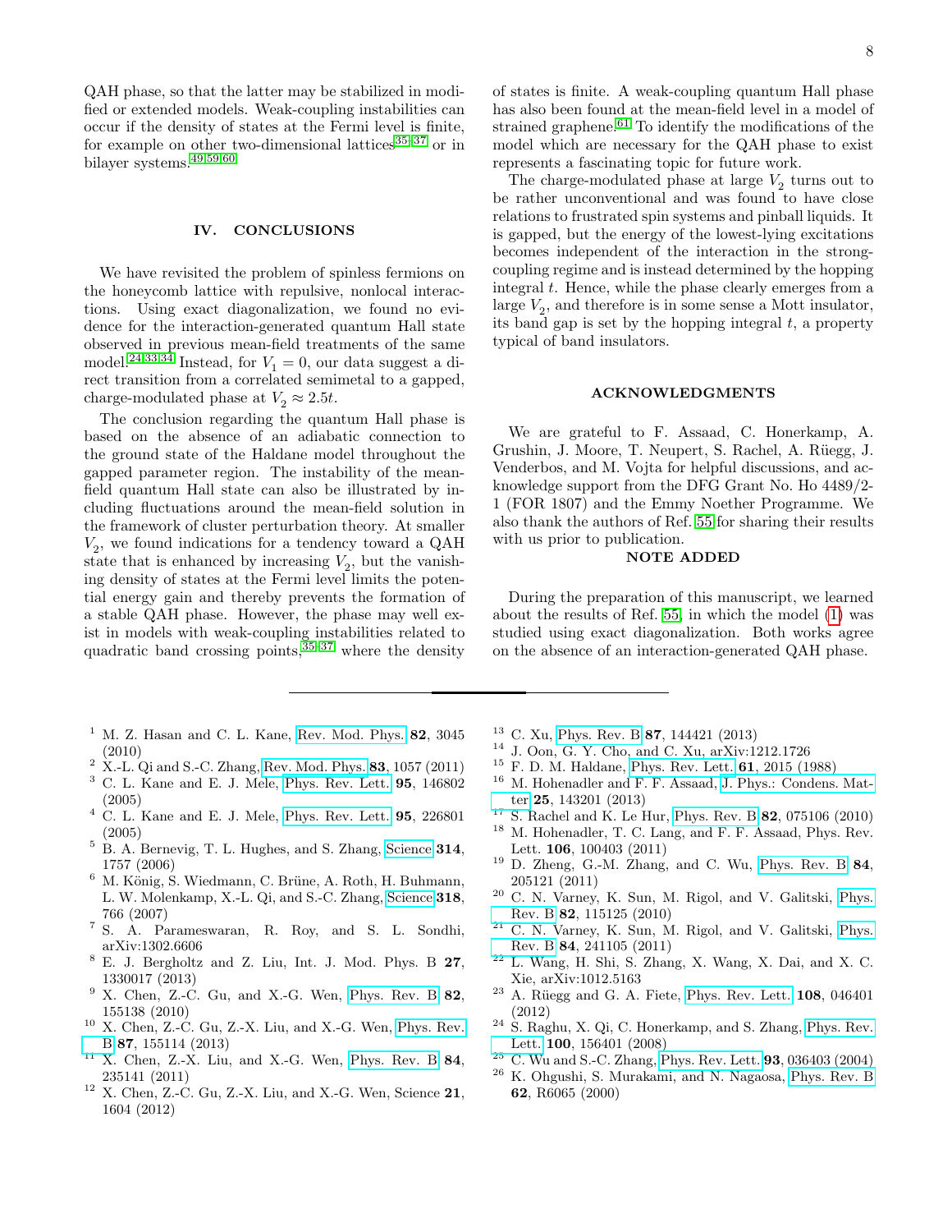QAH phase, so that the latter may be stabilized in modified or extended models. Weak-coupling instabilities can occur if the density of states at the Fermi level is finite, for example on other two-dimensional lattices[35–37] or in bilayer systems.[49,59,60]

## IV. CONCLUSIONS

We have revisited the problem of spinless fermions on the honeycomb lattice with repulsive, nonlocal interactions. Using exact diagonalization, we found no evidence for the interaction-generated quantum Hall state observed in previous mean-field treatments of the same model.[24,33,34] Instead, for $V_1 = 0$, our data suggest a direct transition from a correlated semimetal to a gapped, charge-modulated phase at $V_2 \approx 2.5t$.

The conclusion regarding the quantum Hall phase is based on the absence of an adiabatic connection to the ground state of the Haldane model throughout the gapped parameter region. The instability of the mean-field quantum Hall state can also be illustrated by including fluctuations around the mean-field solution in the framework of cluster perturbation theory. At smaller $V_2$, we found indications for a tendency toward a QAH state that is enhanced by increasing $V_2$, but the vanishing density of states at the Fermi level limits the potential energy gain and thereby prevents the formation of a stable QAH phase. However, the phase may well exist in models with weak-coupling instabilities related to quadratic band crossing points,[35–37] where the density of states is finite. A weak-coupling quantum Hall phase has also been found at the mean-field level in a model of strained graphene.[61] To identify the modifications of the model which are necessary for the QAH phase to exist represents a fascinating topic for future work.

The charge-modulated phase at large $V_2$ turns out to be rather unconventional and was found to have close relations to frustrated spin systems and pinball liquids. It is gapped, but the energy of the lowest-lying excitations becomes independent of the interaction in the strong-coupling regime and is instead determined by the hopping integral $t$. Hence, while the phase clearly emerges from a large $V_2$, and therefore is in some sense a Mott insulator, its band gap is set by the hopping integral $t$, a property typical of band insulators.

## ACKNOWLEDGMENTS

We are grateful to F. Assaad, C. Honerkamp, A. Grushin, J. Moore, T. Neupert, S. Rachel, A. Rüegg, J. Venderbos, and M. Vojta for helpful discussions, and acknowledge support from the DFG Grant No. Ho 4489/2-1 (FOR 1807) and the Emmy Noether Programme. We also thank the authors of Ref. 55 for sharing their results with us prior to publication.

## NOTE ADDED

During the preparation of this manuscript, we learned about the results of Ref. 55, in which the model (1) was studied using exact diagonalization. Both works agree on the absence of an interaction-generated QAH phase.

---

[1] M. Z. Hasan and C. L. Kane, Rev. Mod. Phys. **82**, 3045 (2010)

[2] X.-L. Qi and S.-C. Zhang, Rev. Mod. Phys. **83**, 1057 (2011)

[3] C. L. Kane and E. J. Mele, Phys. Rev. Lett. **95**, 146802 (2005)

[4] C. L. Kane and E. J. Mele, Phys. Rev. Lett. **95**, 226801 (2005)

[5] B. A. Bernevig, T. L. Hughes, and S. Zhang, Science **314**, 1757 (2006)

[6] M. König, S. Wiedmann, C. Brüne, A. Roth, H. Buhmann, L. W. Molenkamp, X.-L. Qi, and S.-C. Zhang, Science **318**, 766 (2007)

[7] S. A. Parameswaran, R. Roy, and S. L. Sondhi, arXiv:1302.6606

[8] E. J. Bergholtz and Z. Liu, Int. J. Mod. Phys. B **27**, 1330017 (2013)

[9] X. Chen, Z.-C. Gu, and X.-G. Wen, Phys. Rev. B **82**, 155138 (2010)

[10] X. Chen, Z.-C. Gu, Z.-X. Liu, and X.-G. Wen, Phys. Rev. B **87**, 155114 (2013)

[11] X. Chen, Z.-X. Liu, and X.-G. Wen, Phys. Rev. B **84**, 235141 (2011)

[12] X. Chen, Z.-C. Gu, Z.-X. Liu, and X.-G. Wen, Science **21**, 1604 (2012)

[13] C. Xu, Phys. Rev. B **87**, 144421 (2013)

[14] J. Oon, G. Y. Cho, and C. Xu, arXiv:1212.1726

[15] F. D. M. Haldane, Phys. Rev. Lett. **61**, 2015 (1988)

[16] M. Hohenadler and F. F. Assaad, J. Phys.: Condens. Matter **25**, 143201 (2013)

[17] S. Rachel and K. Le Hur, Phys. Rev. B **82**, 075106 (2010)

[18] M. Hohenadler, T. C. Lang, and F. F. Assaad, Phys. Rev. Lett. **106**, 100403 (2011)

[19] D. Zheng, G.-M. Zhang, and C. Wu, Phys. Rev. B **84**, 205121 (2011)

[20] C. N. Varney, K. Sun, M. Rigol, and V. Galitski, Phys. Rev. B **82**, 115125 (2010)

[21] C. N. Varney, K. Sun, M. Rigol, and V. Galitski, Phys. Rev. B **84**, 241105 (2011)

[22] L. Wang, H. Shi, S. Zhang, X. Wang, X. Dai, and X. C. Xie, arXiv:1012.5163

[23] A. Rüegg and G. A. Fiete, Phys. Rev. Lett. **108**, 046401 (2012)

[24] S. Raghu, X. Qi, C. Honerkamp, and S. Zhang, Phys. Rev. Lett. **100**, 156401 (2008)

[25] C. Wu and S.-C. Zhang, Phys. Rev. Lett. **93**, 036403 (2004)

[26] K. Ohgushi, S. Murakami, and N. Nagaosa, Phys. Rev. B **62**, R6065 (2000)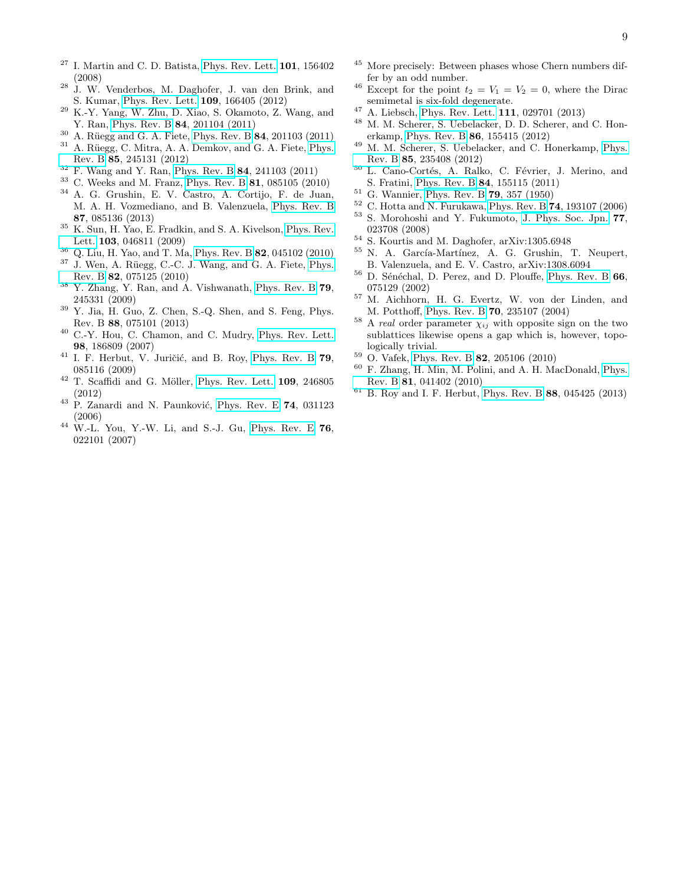[27] I. Martin and C. D. Batista, Phys. Rev. Lett. **101**, 156402 (2008)

[28] J. W. Venderbos, M. Daghofer, J. van den Brink, and S. Kumar, Phys. Rev. Lett. **109**, 166405 (2012)

[29] K.-Y. Yang, W. Zhu, D. Xiao, S. Okamoto, Z. Wang, and Y. Ran, Phys. Rev. B **84**, 201104 (2011)

[30] A. Rüegg and G. A. Fiete, Phys. Rev. B **84**, 201103 (2011)

[31] A. Rüegg, C. Mitra, A. A. Demkov, and G. A. Fiete, Phys. Rev. B **85**, 245131 (2012)

[32] F. Wang and Y. Ran, Phys. Rev. B **84**, 241103 (2011)

[33] C. Weeks and M. Franz, Phys. Rev. B **81**, 085105 (2010)

[34] A. G. Grushin, E. V. Castro, A. Cortijo, F. de Juan, M. A. H. Vozmediano, and B. Valenzuela, Phys. Rev. B **87**, 085136 (2013)

[35] K. Sun, H. Yao, E. Fradkin, and S. A. Kivelson, Phys. Rev. Lett. **103**, 046811 (2009)

[36] Q. Liu, H. Yao, and T. Ma, Phys. Rev. B **82**, 045102 (2010)

[37] J. Wen, A. Rüegg, C.-C. J. Wang, and G. A. Fiete, Phys. Rev. B **82**, 075125 (2010)

[38] Y. Zhang, Y. Ran, and A. Vishwanath, Phys. Rev. B **79**, 245331 (2009)

[39] Y. Jia, H. Guo, Z. Chen, S.-Q. Shen, and S. Feng, Phys. Rev. B **88**, 075101 (2013)

[40] C.-Y. Hou, C. Chamon, and C. Mudry, Phys. Rev. Lett. **98**, 186809 (2007)

[41] I. F. Herbut, V. Juričić, and B. Roy, Phys. Rev. B **79**, 085116 (2009)

[42] T. Scaffidi and G. Möller, Phys. Rev. Lett. **109**, 246805 (2012)

[43] P. Zanardi and N. Paunković, Phys. Rev. E **74**, 031123 (2006)

[44] W.-L. You, Y.-W. Li, and S.-J. Gu, Phys. Rev. E **76**, 022101 (2007)

[45] More precisely: Between phases whose Chern numbers differ by an odd number.

[46] Except for the point $t_2 = V_1 = V_2 = 0$, where the Dirac semimetal is six-fold degenerate.

[47] A. Liebsch, Phys. Rev. Lett. **111**, 029701 (2013)

[48] M. M. Scherer, S. Uebelacker, D. D. Scherer, and C. Honerkamp, Phys. Rev. B **86**, 155415 (2012)

[49] M. M. Scherer, S. Uebelacker, and C. Honerkamp, Phys. Rev. B **85**, 235408 (2012)

[50] L. Cano-Cortés, A. Ralko, C. Février, J. Merino, and S. Fratini, Phys. Rev. B **84**, 155115 (2011)

[51] G. Wannier, Phys. Rev. B **79**, 357 (1950)

[52] C. Hotta and N. Furukawa, Phys. Rev. B **74**, 193107 (2006)

[53] S. Morohoshi and Y. Fukumoto, J. Phys. Soc. Jpn. **77**, 023708 (2008)

[54] S. Kourtis and M. Daghofer, arXiv:1305.6948

[55] N. A. García-Martínez, A. G. Grushin, T. Neupert, B. Valenzuela, and E. V. Castro, arXiv:1308.6094

[56] D. Sénéchal, D. Perez, and D. Plouffe, Phys. Rev. B **66**, 075129 (2002)

[57] M. Aichhorn, H. G. Evertz, W. von der Linden, and M. Potthoff, Phys. Rev. B **70**, 235107 (2004)

[58] A *real* order parameter $\chi_{ij}$ with opposite sign on the two sublattices likewise opens a gap which is, however, topologically trivial.

[59] O. Vafek, Phys. Rev. B **82**, 205106 (2010)

[60] F. Zhang, H. Min, M. Polini, and A. H. MacDonald, Phys. Rev. B **81**, 041402 (2010)

[61] B. Roy and I. F. Herbut, Phys. Rev. B **88**, 045425 (2013)